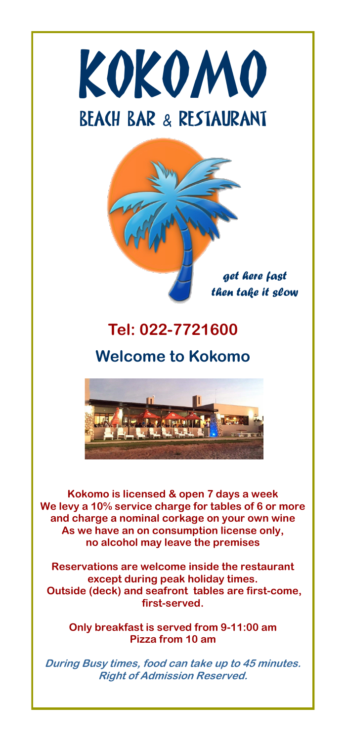# KOKOMO

## BEACH BAR & RESTAURANT

*get here fast*
*then take it slow*

## Tel: 022-7721600

## Welcome to Kokomo

**Kokomo is licensed & open 7 days a week**
**We levy a 10% service charge for tables of 6 or more and charge a nominal corkage on your own wine**
**As we have an on consumption license only, no alcohol may leave the premises**

**Reservations are welcome inside the restaurant except during peak holiday times.**
**Outside (deck) and seafront tables are first-come, first-served.**

**Only breakfast is served from 9-11:00 am**
**Pizza from 10 am**

***During Busy times, food can take up to 45 minutes.***
***Right of Admission Reserved.***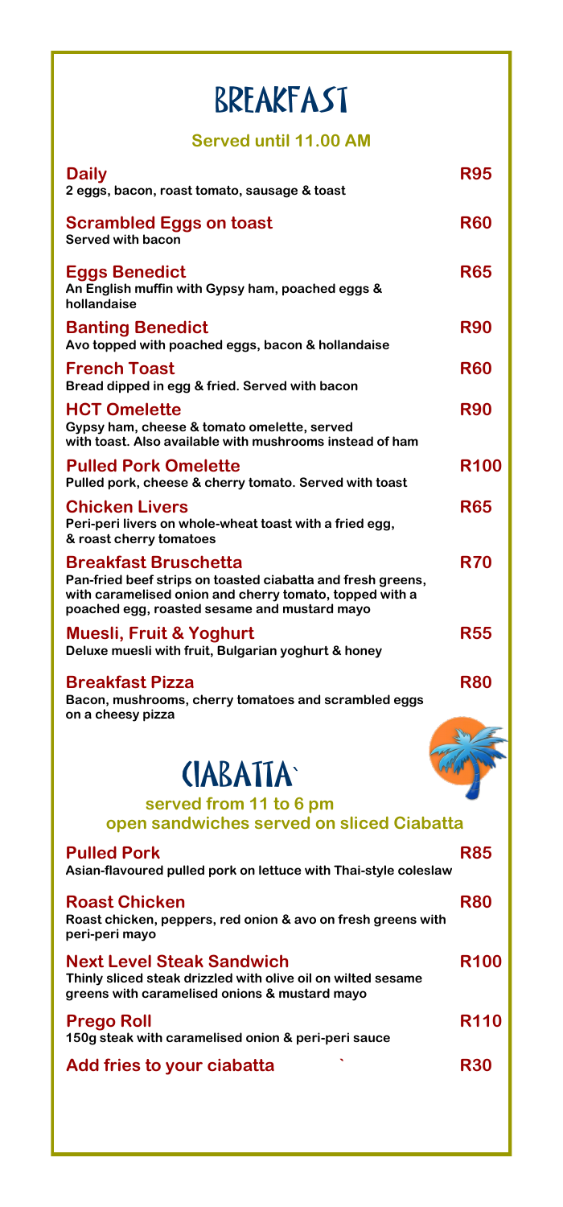# BREAKFAST

**Served until 11.00 AM**

**Daily** — **R95**
2 eggs, bacon, roast tomato, sausage & toast

**Scrambled Eggs on toast** — **R60**
Served with bacon

**Eggs Benedict** — **R65**
An English muffin with Gypsy ham, poached eggs & hollandaise

**Banting Benedict** — **R90**
Avo topped with poached eggs, bacon & hollandaise

**French Toast** — **R60**
Bread dipped in egg & fried. Served with bacon

**HCT Omelette** — **R90**
Gypsy ham, cheese & tomato omelette, served with toast. Also available with mushrooms instead of ham

**Pulled Pork Omelette** — **R100**
Pulled pork, cheese & cherry tomato. Served with toast

**Chicken Livers** — **R65**
Peri-peri livers on whole-wheat toast with a fried egg, & roast cherry tomatoes

**Breakfast Bruschetta** — **R70**
Pan-fried beef strips on toasted ciabatta and fresh greens, with caramelised onion and cherry tomato, topped with a poached egg, roasted sesame and mustard mayo

**Muesli, Fruit & Yoghurt** — **R55**
Deluxe muesli with fruit, Bulgarian yoghurt & honey

**Breakfast Pizza** — **R80**
Bacon, mushrooms, cherry tomatoes and scrambled eggs on a cheesy pizza

# CIABATTA`

**served from 11 to 6 pm**
**open sandwiches served on sliced Ciabatta**

**Pulled Pork** — **R85**
Asian-flavoured pulled pork on lettuce with Thai-style coleslaw

**Roast Chicken** — **R80**
Roast chicken, peppers, red onion & avo on fresh greens with peri-peri mayo

**Next Level Steak Sandwich** — **R100**
Thinly sliced steak drizzled with olive oil on wilted sesame greens with caramelised onions & mustard mayo

**Prego Roll** — **R110**
150g steak with caramelised onion & peri-peri sauce

**Add fries to your ciabatta** ` — **R30**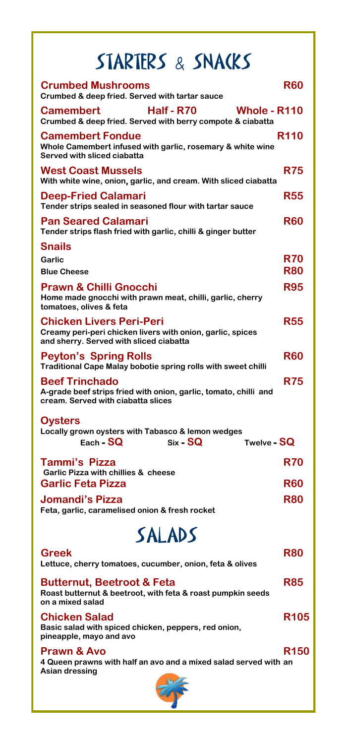# STARTERS & SNACKS

**Crumbed Mushrooms** — **R60**
Crumbed & deep fried. Served with tartar sauce

**Camembert** — **Half - R70** — **Whole - R110**
Crumbed & deep fried. Served with berry compote & ciabatta

**Camembert Fondue** — **R110**
Whole Camembert infused with garlic, rosemary & white wine
Served with sliced ciabatta

**West Coast Mussels** — **R75**
With white wine, onion, garlic, and cream. With sliced ciabatta

**Deep-Fried Calamari** — **R55**
Tender strips sealed in seasoned flour with tartar sauce

**Pan Seared Calamari** — **R60**
Tender strips flash fried with garlic, chilli & ginger butter

**Snails**
- Garlic — **R70**
- Blue Cheese — **R80**

**Prawn & Chilli Gnocchi** — **R95**
Home made gnocchi with prawn meat, chilli, garlic, cherry tomatoes, olives & feta

**Chicken Livers Peri-Peri** — **R55**
Creamy peri-peri chicken livers with onion, garlic, spices and sherry. Served with sliced ciabatta

**Peyton's Spring Rolls** — **R60**
Traditional Cape Malay bobotie spring rolls with sweet chilli

**Beef Trinchado** — **R75**
A-grade beef strips fried with onion, garlic, tomato, chilli and cream. Served with ciabatta slices

**Oysters**
Locally grown oysters with Tabasco & lemon wedges
Each - SQ — Six - SQ — Twelve - SQ

**Tammi's Pizza** — **R70**
Garlic Pizza with chillies & cheese

**Garlic Feta Pizza** — **R60**

**Jomandi's Pizza** — **R80**
Feta, garlic, caramelised onion & fresh rocket

# SALADS

**Greek** — **R80**
Lettuce, cherry tomatoes, cucumber, onion, feta & olives

**Butternut, Beetroot & Feta** — **R85**
Roast butternut & beetroot, with feta & roast pumpkin seeds on a mixed salad

**Chicken Salad** — **R105**
Basic salad with spiced chicken, peppers, red onion, pineapple, mayo and avo

**Prawn & Avo** — **R150**
4 Queen prawns with half an avo and a mixed salad served with an Asian dressing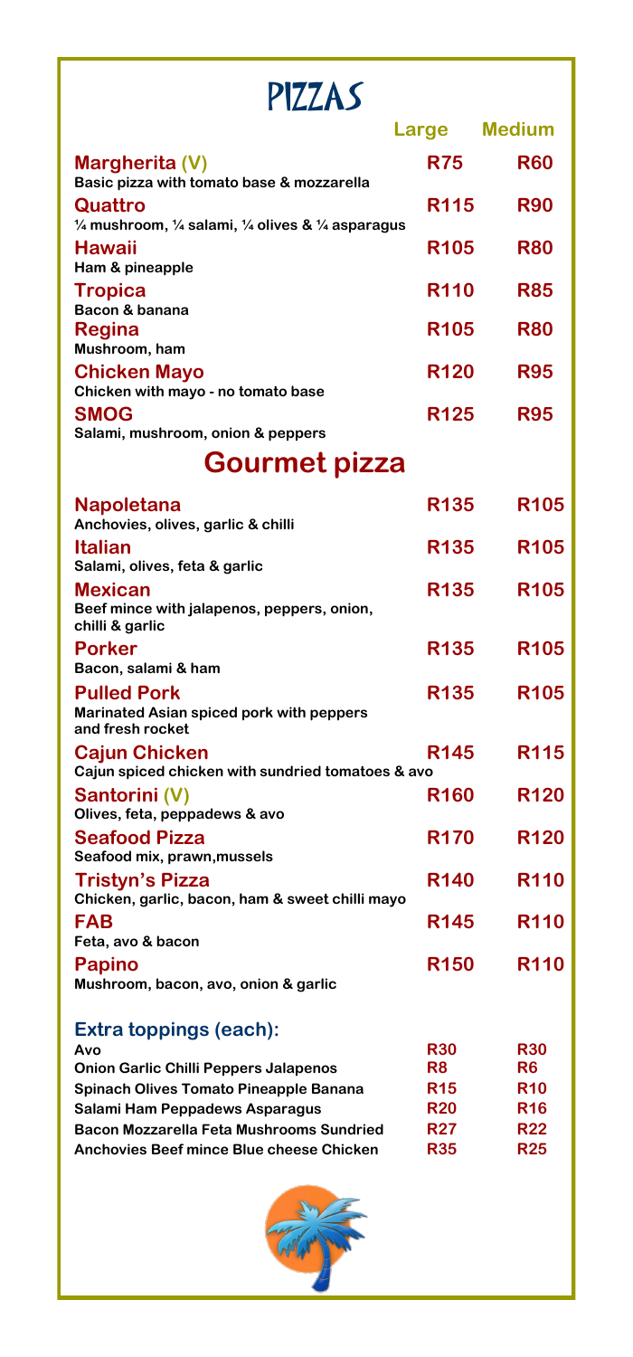# PIZZAS

| | Large | Medium |
|---|---|---|
| **Margherita (V)**<br>Basic pizza with tomato base & mozzarella | R75 | R60 |
| **Quattro**<br>¼ mushroom, ¼ salami, ¼ olives & ¼ asparagus | R115 | R90 |
| **Hawaii**<br>Ham & pineapple | R105 | R80 |
| **Tropica**<br>Bacon & banana | R110 | R85 |
| **Regina**<br>Mushroom, ham | R105 | R80 |
| **Chicken Mayo**<br>Chicken with mayo - no tomato base | R120 | R95 |
| **SMOG**<br>Salami, mushroom, onion & peppers | R125 | R95 |

## Gourmet pizza

| | Large | Medium |
|---|---|---|
| **Napoletana**<br>Anchovies, olives, garlic & chilli | R135 | R105 |
| **Italian**<br>Salami, olives, feta & garlic | R135 | R105 |
| **Mexican**<br>Beef mince with jalapenos, peppers, onion, chilli & garlic | R135 | R105 |
| **Porker**<br>Bacon, salami & ham | R135 | R105 |
| **Pulled Pork**<br>Marinated Asian spiced pork with peppers and fresh rocket | R135 | R105 |
| **Cajun Chicken**<br>Cajun spiced chicken with sundried tomatoes & avo | R145 | R115 |
| **Santorini (V)**<br>Olives, feta, peppadews & avo | R160 | R120 |
| **Seafood Pizza**<br>Seafood mix, prawn,mussels | R170 | R120 |
| **Tristyn's Pizza**<br>Chicken, garlic, bacon, ham & sweet chilli mayo | R140 | R110 |
| **FAB**<br>Feta, avo & bacon | R145 | R110 |
| **Papino**<br>Mushroom, bacon, avo, onion & garlic | R150 | R110 |

### Extra toppings (each):

| | Large | Medium |
|---|---|---|
| Avo | R30 | R30 |
| Onion Garlic Chilli Peppers Jalapenos | R8 | R6 |
| Spinach Olives Tomato Pineapple Banana | R15 | R10 |
| Salami Ham Peppadews Asparagus | R20 | R16 |
| Bacon Mozzarella Feta Mushrooms Sundried | R27 | R22 |
| Anchovies Beef mince Blue cheese Chicken | R35 | R25 |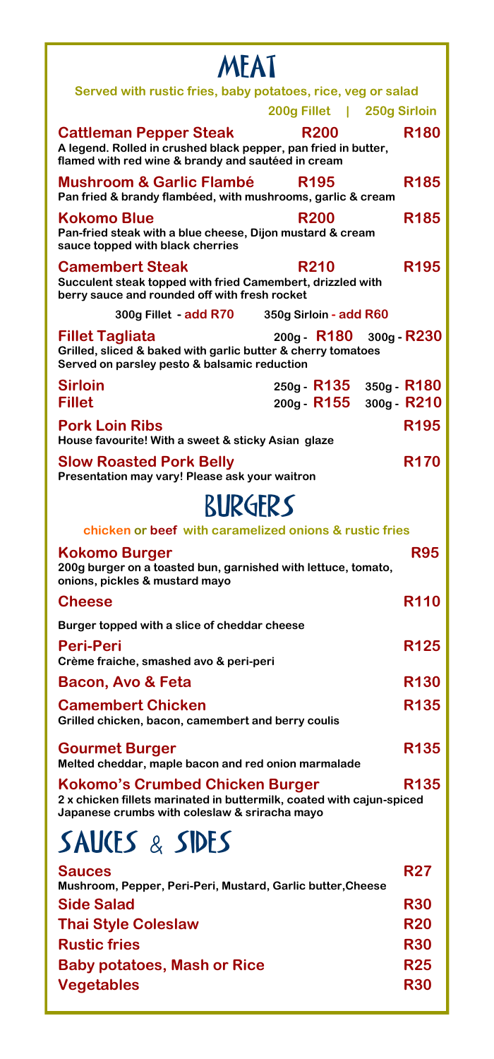# MEAT

**Served with rustic fries, baby potatoes, rice, veg or salad**

| | 200g Fillet | 250g Sirloin |
|---|---|---|
| **Cattleman Pepper Steak**<br>A legend. Rolled in crushed black pepper, pan fried in butter, flamed with red wine & brandy and sautéed in cream | R200 | R180 |
| **Mushroom & Garlic Flambé**<br>Pan fried & brandy flambéed, with mushrooms, garlic & cream | R195 | R185 |
| **Kokomo Blue**<br>Pan-fried steak with a blue cheese, Dijon mustard & cream sauce topped with black cherries | R200 | R185 |
| **Camembert Steak**<br>Succulent steak topped with fried Camembert, drizzled with berry sauce and rounded off with fresh rocket | R210 | R195 |

300g Fillet - add R70 | 350g Sirloin - add R60

**Fillet Tagliata** — 200g - R180 | 300g - R230
Grilled, sliced & baked with garlic butter & cherry tomatoes
Served on parsley pesto & balsamic reduction

**Sirloin** — 250g - R135 | 350g - R180

**Fillet** — 200g - R155 | 300g - R210

**Pork Loin Ribs** — R195
House favourite! With a sweet & sticky Asian glaze

**Slow Roasted Pork Belly** — R170
Presentation may vary! Please ask your waitron

# BURGERS

**chicken or beef with caramelized onions & rustic fries**

**Kokomo Burger** — R95
200g burger on a toasted bun, garnished with lettuce, tomato, onions, pickles & mustard mayo

**Cheese** — R110
Burger topped with a slice of cheddar cheese

**Peri-Peri** — R125
Crème fraiche, smashed avo & peri-peri

**Bacon, Avo & Feta** — R130

**Camembert Chicken** — R135
Grilled chicken, bacon, camembert and berry coulis

**Gourmet Burger** — R135
Melted cheddar, maple bacon and red onion marmalade

**Kokomo's Crumbed Chicken Burger** — R135
2 x chicken fillets marinated in buttermilk, coated with cajun-spiced Japanese crumbs with coleslaw & sriracha mayo

# SAUCES & SIDES

**Sauces** — R27
Mushroom, Pepper, Peri-Peri, Mustard, Garlic butter, Cheese

**Side Salad** — R30

**Thai Style Coleslaw** — R20

**Rustic fries** — R30

**Baby potatoes, Mash or Rice** — R25

**Vegetables** — R30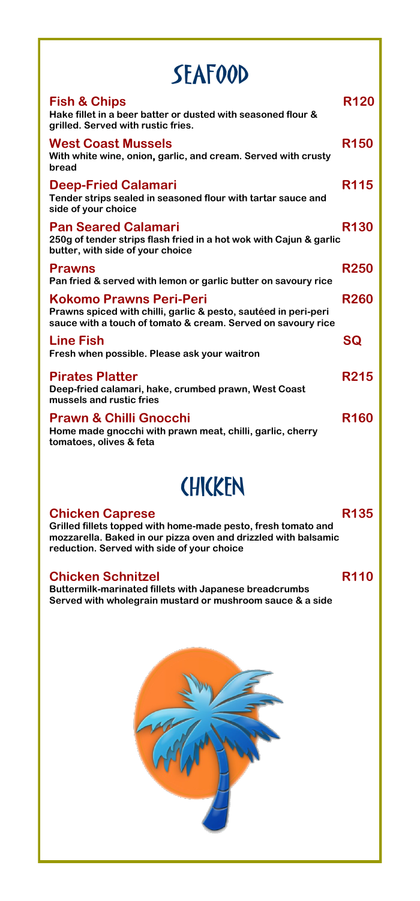# SEAFOOD

**Fish & Chips** — **R120**
Hake fillet in a beer batter or dusted with seasoned flour & grilled. Served with rustic fries.

**West Coast Mussels** — **R150**
With white wine, onion, garlic, and cream. Served with crusty bread

**Deep-Fried Calamari** — **R115**
Tender strips sealed in seasoned flour with tartar sauce and side of your choice

**Pan Seared Calamari** — **R130**
250g of tender strips flash fried in a hot wok with Cajun & garlic butter, with side of your choice

**Prawns** — **R250**
Pan fried & served with lemon or garlic butter on savoury rice

**Kokomo Prawns Peri-Peri** — **R260**
Prawns spiced with chilli, garlic & pesto, sautéed in peri-peri sauce with a touch of tomato & cream. Served on savoury rice

**Line Fish** — **SQ**
Fresh when possible. Please ask your waitron

**Pirates Platter** — **R215**
Deep-fried calamari, hake, crumbed prawn, West Coast mussels and rustic fries

**Prawn & Chilli Gnocchi** — **R160**
Home made gnocchi with prawn meat, chilli, garlic, cherry tomatoes, olives & feta

# CHICKEN

**Chicken Caprese** — **R135**
Grilled fillets topped with home-made pesto, fresh tomato and mozzarella. Baked in our pizza oven and drizzled with balsamic reduction. Served with side of your choice

**Chicken Schnitzel** — **R110**
Buttermilk-marinated fillets with Japanese breadcrumbs
Served with wholegrain mustard or mushroom sauce & a side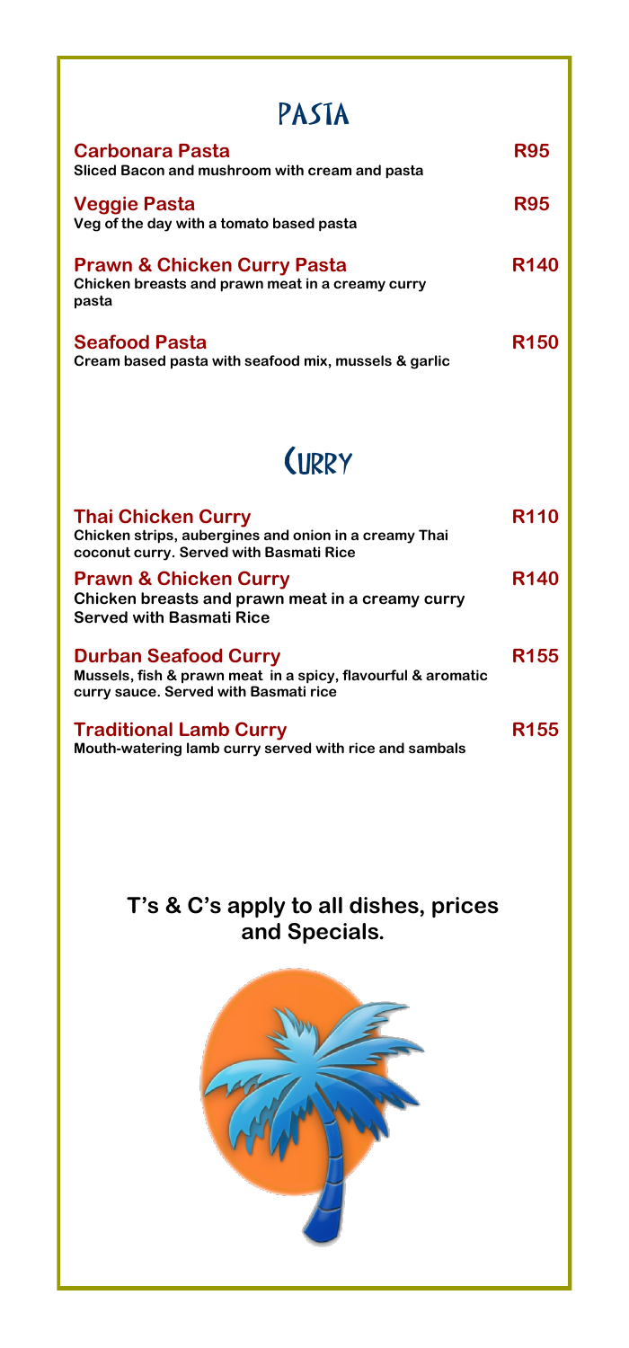# PASTA

**Carbonara Pasta** **R95**
Sliced Bacon and mushroom with cream and pasta

**Veggie Pasta** **R95**
Veg of the day with a tomato based pasta

**Prawn & Chicken Curry Pasta** **R140**
Chicken breasts and prawn meat in a creamy curry pasta

**Seafood Pasta** **R150**
Cream based pasta with seafood mix, mussels & garlic

# CURRY

**Thai Chicken Curry** **R110**
Chicken strips, aubergines and onion in a creamy Thai coconut curry. Served with Basmati Rice

**Prawn & Chicken Curry** **R140**
Chicken breasts and prawn meat in a creamy curry Served with Basmati Rice

**Durban Seafood Curry** **R155**
Mussels, fish & prawn meat in a spicy, flavourful & aromatic curry sauce. Served with Basmati rice

**Traditional Lamb Curry** **R155**
Mouth-watering lamb curry served with rice and sambals

**T's & C's apply to all dishes, prices and Specials.**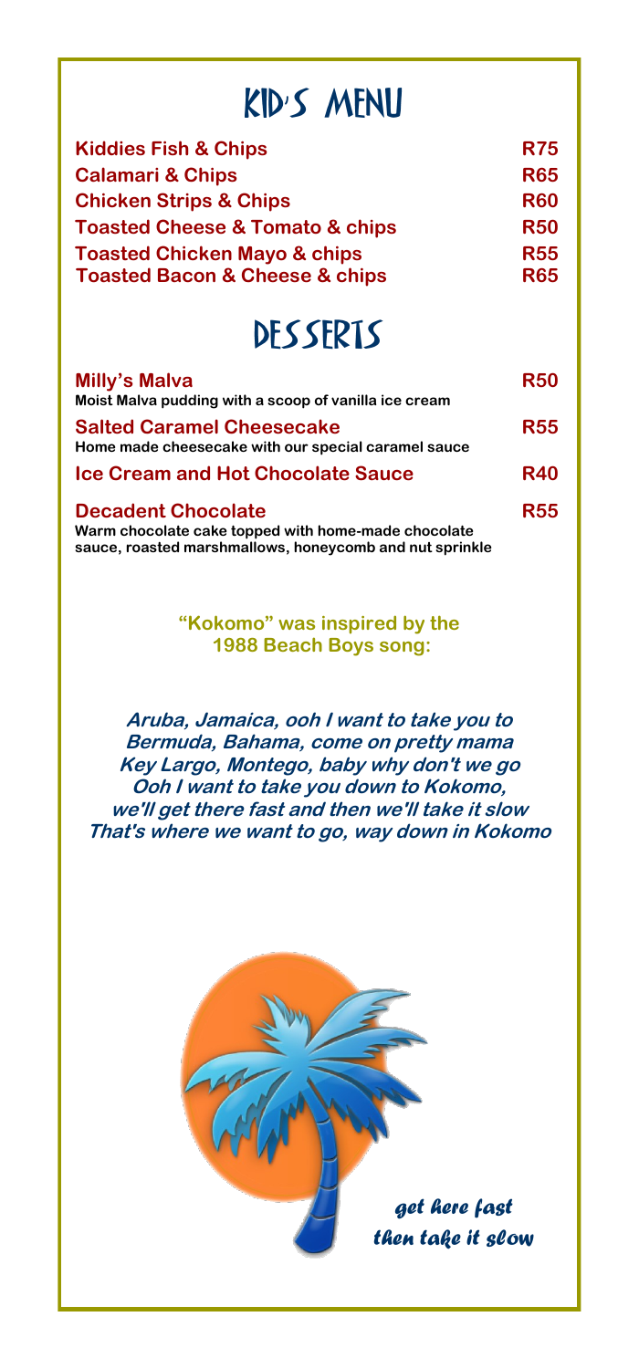# KID'S MENU

| | |
|---|---|
| **Kiddies Fish & Chips** | **R75** |
| **Calamari & Chips** | **R65** |
| **Chicken Strips & Chips** | **R60** |
| **Toasted Cheese & Tomato & chips** | **R50** |
| **Toasted Chicken Mayo & chips** | **R55** |
| **Toasted Bacon & Cheese & chips** | **R65** |

# DESSERTS

**Milly's Malva** **R50**
Moist Malva pudding with a scoop of vanilla ice cream

**Salted Caramel Cheesecake** **R55**
Home made cheesecake with our special caramel sauce

**Ice Cream and Hot Chocolate Sauce** **R40**

**Decadent Chocolate** **R55**
Warm chocolate cake topped with home-made chocolate sauce, roasted marshmallows, honeycomb and nut sprinkle

**"Kokomo" was inspired by the 1988 Beach Boys song:**

***Aruba, Jamaica, ooh I want to take you to***
***Bermuda, Bahama, come on pretty mama***
***Key Largo, Montego, baby why don't we go***
***Ooh I want to take you down to Kokomo,***
***we'll get there fast and then we'll take it slow***
***That's where we want to go, way down in Kokomo***

*get here fast*
*then take it slow*